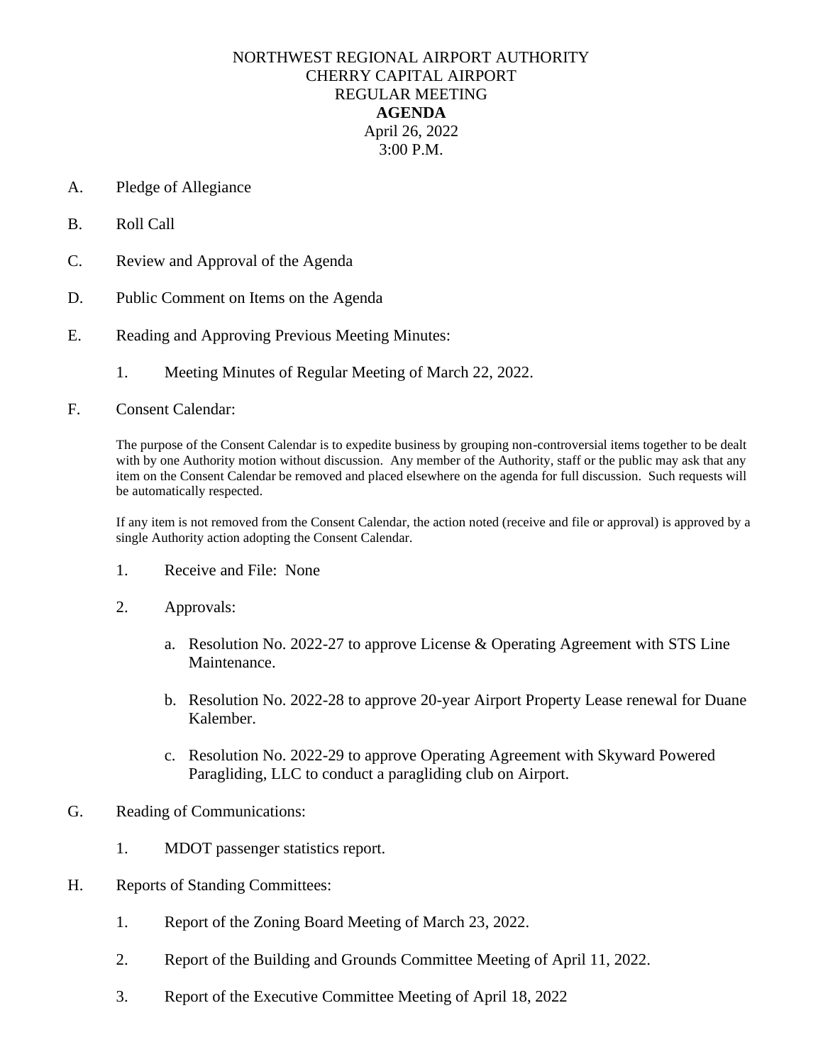# NORTHWEST REGIONAL AIRPORT AUTHORITY
## CHERRY CAPITAL AIRPORT
## REGULAR MEETING
## **AGENDA**

April 26, 2022
3:00 P.M.

A. Pledge of Allegiance

B. Roll Call

C. Review and Approval of the Agenda

D. Public Comment on Items on the Agenda

E. Reading and Approving Previous Meeting Minutes:

   1. Meeting Minutes of Regular Meeting of March 22, 2022.

F. Consent Calendar:

   The purpose of the Consent Calendar is to expedite business by grouping non-controversial items together to be dealt with by one Authority motion without discussion. Any member of the Authority, staff or the public may ask that any item on the Consent Calendar be removed and placed elsewhere on the agenda for full discussion. Such requests will be automatically respected.

   If any item is not removed from the Consent Calendar, the action noted (receive and file or approval) is approved by a single Authority action adopting the Consent Calendar.

   1. Receive and File: None

   2. Approvals:

      a. Resolution No. 2022-27 to approve License & Operating Agreement with STS Line Maintenance.

      b. Resolution No. 2022-28 to approve 20-year Airport Property Lease renewal for Duane Kalember.

      c. Resolution No. 2022-29 to approve Operating Agreement with Skyward Powered Paragliding, LLC to conduct a paragliding club on Airport.

G. Reading of Communications:

   1. MDOT passenger statistics report.

H. Reports of Standing Committees:

   1. Report of the Zoning Board Meeting of March 23, 2022.

   2. Report of the Building and Grounds Committee Meeting of April 11, 2022.

   3. Report of the Executive Committee Meeting of April 18, 2022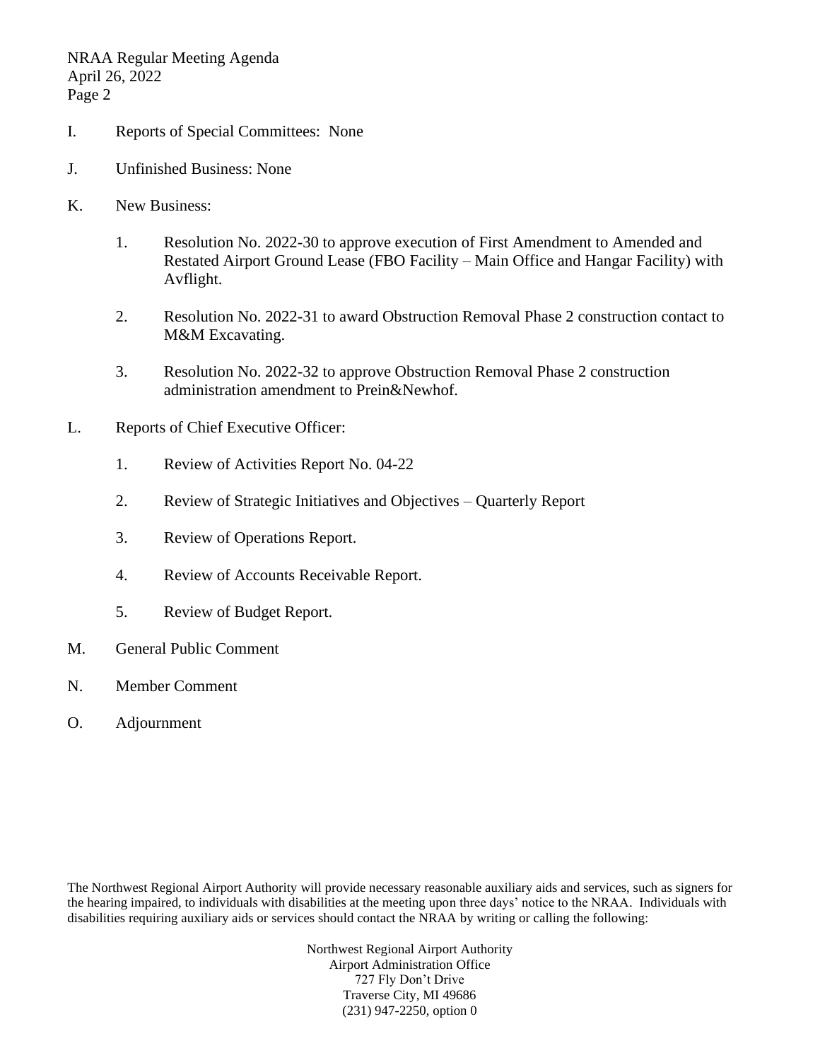I. Reports of Special Committees: None

J. Unfinished Business: None

K. New Business:

1. Resolution No. 2022-30 to approve execution of First Amendment to Amended and Restated Airport Ground Lease (FBO Facility – Main Office and Hangar Facility) with Avflight.

2. Resolution No. 2022-31 to award Obstruction Removal Phase 2 construction contact to M&M Excavating.

3. Resolution No. 2022-32 to approve Obstruction Removal Phase 2 construction administration amendment to Prein&Newhof.

L. Reports of Chief Executive Officer:

1. Review of Activities Report No. 04-22

2. Review of Strategic Initiatives and Objectives – Quarterly Report

3. Review of Operations Report.

4. Review of Accounts Receivable Report.

5. Review of Budget Report.

M. General Public Comment

N. Member Comment

O. Adjournment

The Northwest Regional Airport Authority will provide necessary reasonable auxiliary aids and services, such as signers for the hearing impaired, to individuals with disabilities at the meeting upon three days' notice to the NRAA. Individuals with disabilities requiring auxiliary aids or services should contact the NRAA by writing or calling the following:

Northwest Regional Airport Authority
Airport Administration Office
727 Fly Don't Drive
Traverse City, MI 49686
(231) 947-2250, option 0